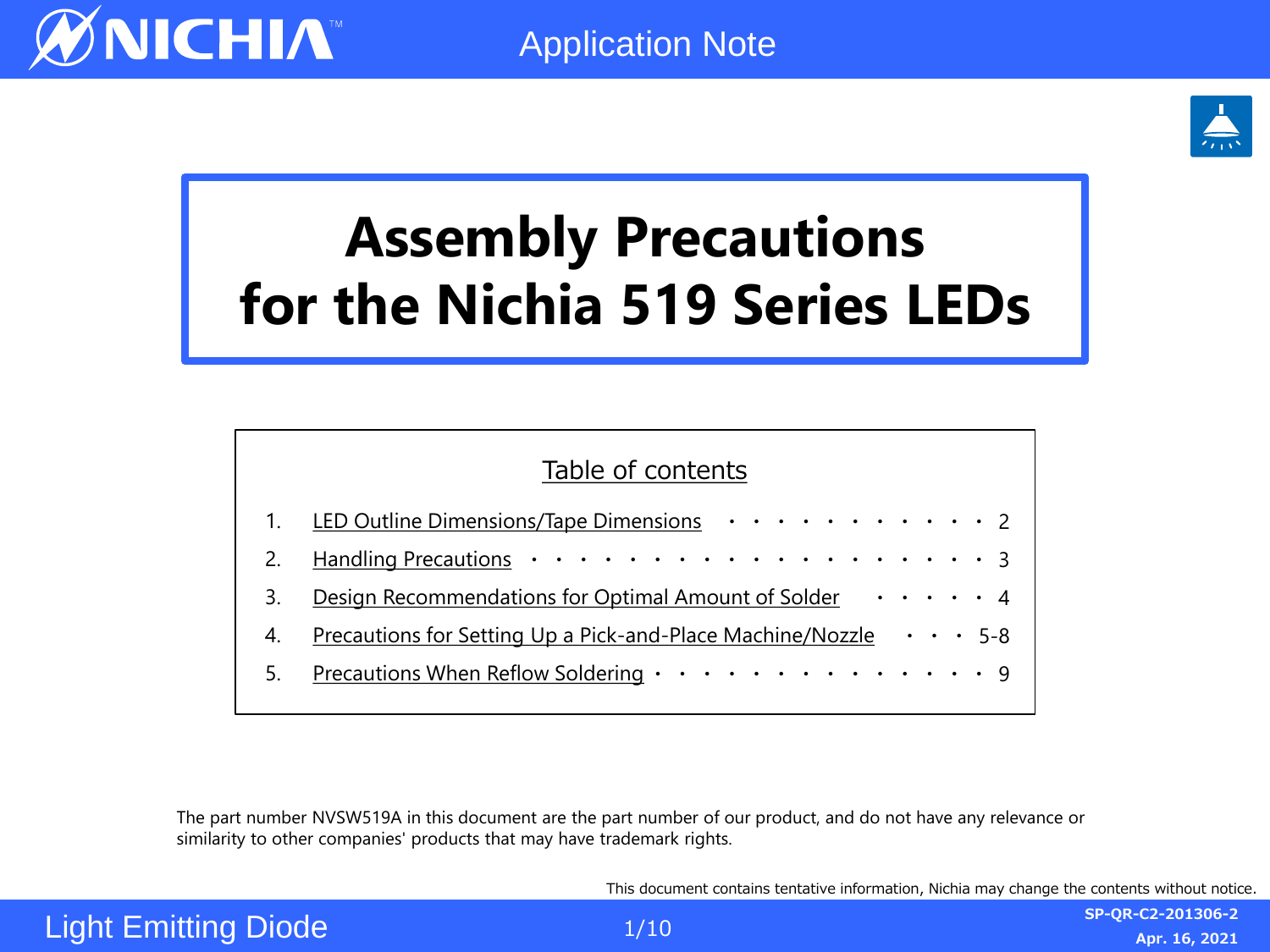Application Note

# Assembly Precautions for the Nichia 519 Series LEDs

## Table of contents

1. LED Outline Dimensions/Tape Dimensions ・・・・・・・・・・・・ 2
2. Handling Precautions ・・・・・・・・・・・・・・・・・・・・・ 3
3. Design Recommendations for Optimal Amount of Solder ・・・・・ 4
4. Precautions for Setting Up a Pick-and-Place Machine/Nozzle ・・・ 5-8
5. Precautions When Reflow Soldering ・・・・・・・・・・・・・・ 9

The part number NVSW519A in this document are the part number of our product, and do not have any relevance or similarity to other companies' products that may have trademark rights.

This document contains tentative information, Nichia may change the contents without notice.

Light Emitting Diode

SP-QR-C2-201306-2
Apr. 16, 2021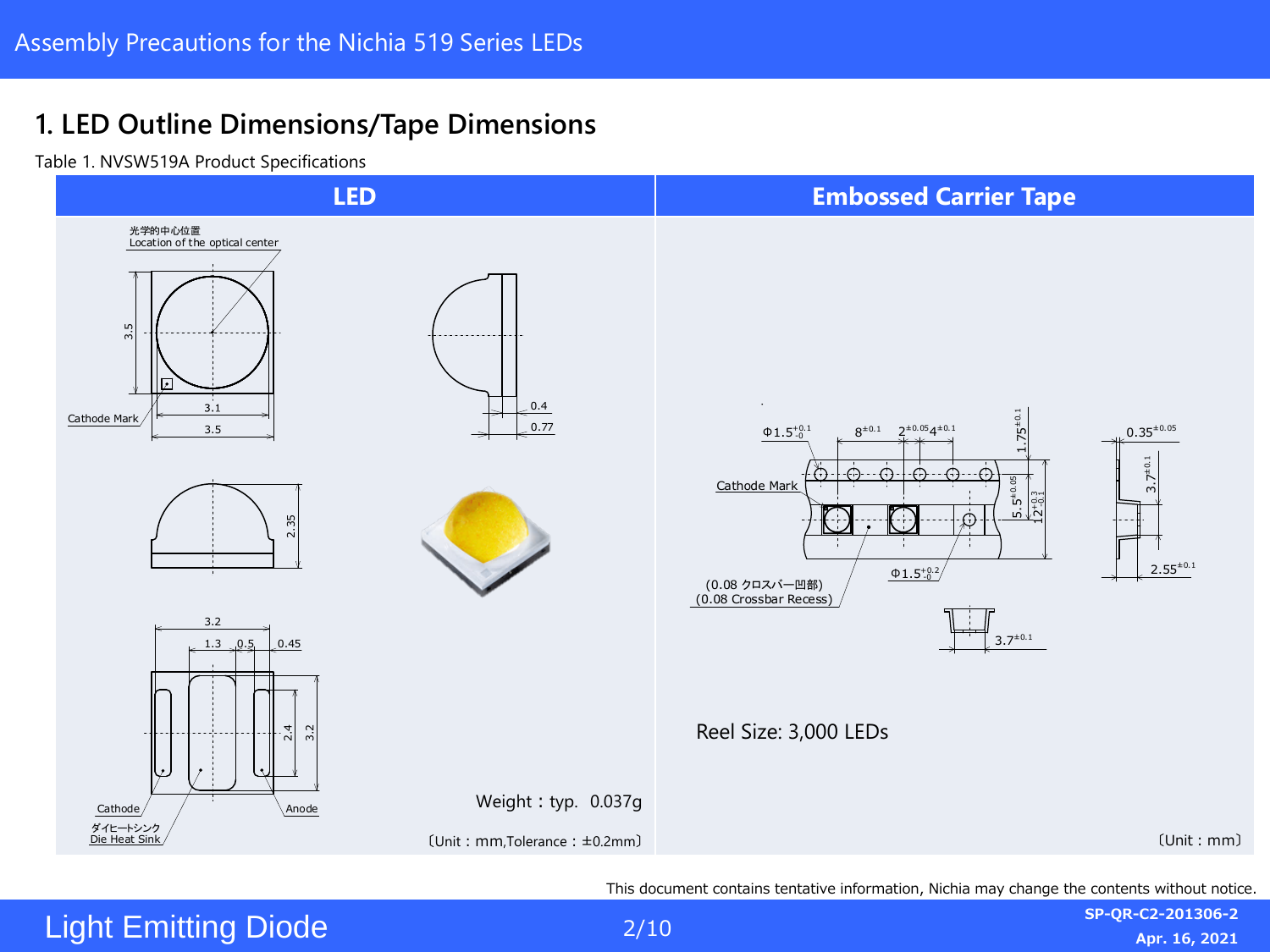## 1. LED Outline Dimensions/Tape Dimensions

Table 1. NVSW519A Product Specifications

| LED | Embossed Carrier Tape |
|---|---|
| 光学的中心位置 Location of the optical center; Cathode Mark; 3.5; 3.1; 3.5; 0.4; 0.77; 2.35; 3.2; 1.3; 0.5; 0.45; 2.4; 3.2; Cathode; Anode; ダイヒートシンク Die Heat Sink | $\Phi1.5^{+0.1}_{-0}$; $8^{\pm0.1}$; $2^{\pm0.05}$; $4^{\pm0.1}$; $1.75^{\pm0.1}$; $0.35^{\pm0.05}$; Cathode Mark; $5.5^{\pm0.05}$; $12^{+0.3}_{-0.1}$; $3.7^{\pm0.1}$; $2.55^{\pm0.1}$; (0.08 クロスバー凹部) (0.08 Crossbar Recess); $\Phi1.5^{+0.2}_{-0}$; $3.7^{\pm0.1}$ |
| Weight：typ. 0.037g | Reel Size: 3,000 LEDs |
| 〔Unit：mm,Tolerance：±0.2mm〕 | 〔Unit：mm〕 |

This document contains tentative information, Nichia may change the contents without notice.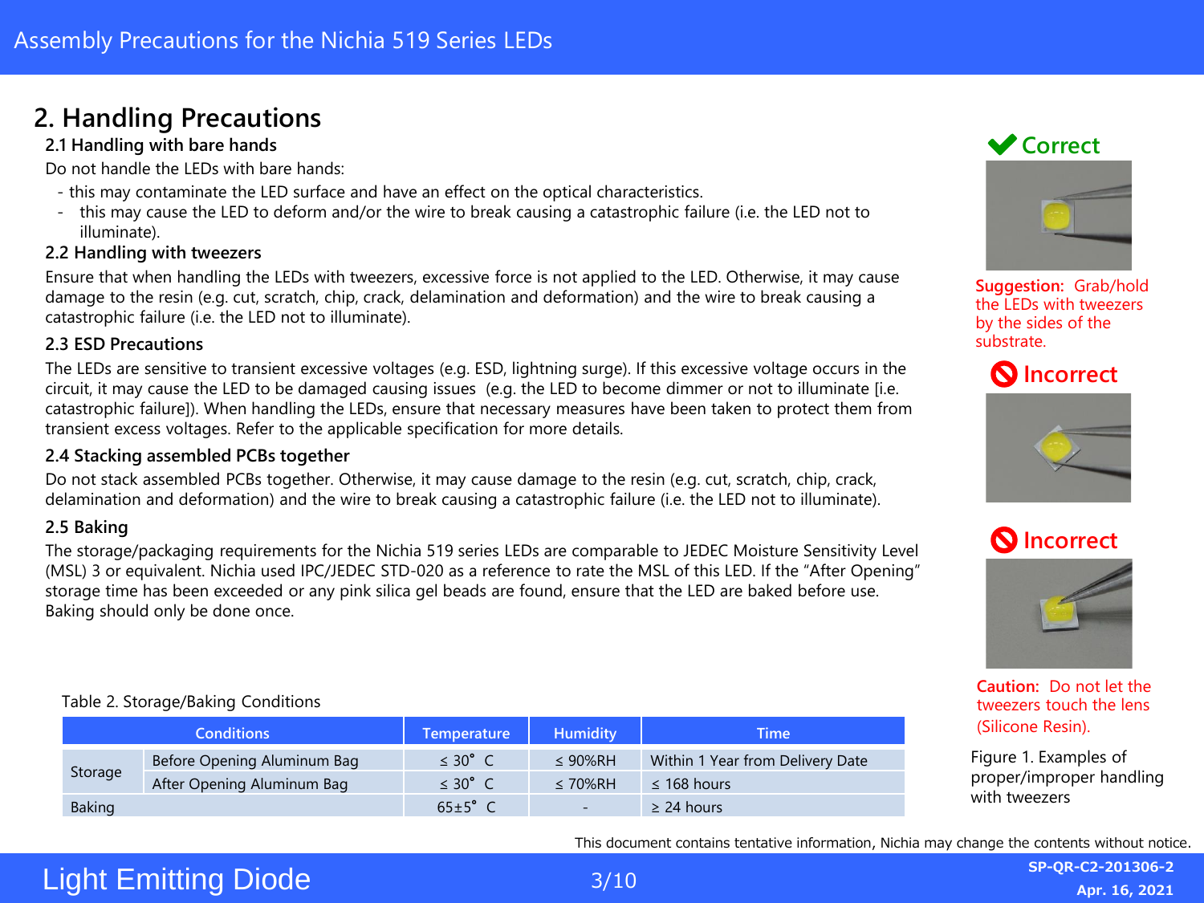## 2. Handling Precautions

### 2.1 Handling with bare hands

Do not handle the LEDs with bare hands:

- this may contaminate the LED surface and have an effect on the optical characteristics.
- this may cause the LED to deform and/or the wire to break causing a catastrophic failure (i.e. the LED not to illuminate).

### 2.2 Handling with tweezers

Ensure that when handling the LEDs with tweezers, excessive force is not applied to the LED. Otherwise, it may cause damage to the resin (e.g. cut, scratch, chip, crack, delamination and deformation) and the wire to break causing a catastrophic failure (i.e. the LED not to illuminate).

### 2.3 ESD Precautions

The LEDs are sensitive to transient excessive voltages (e.g. ESD, lightning surge). If this excessive voltage occurs in the circuit, it may cause the LED to be damaged causing issues (e.g. the LED to become dimmer or not to illuminate [i.e. catastrophic failure]). When handling the LEDs, ensure that necessary measures have been taken to protect them from transient excess voltages. Refer to the applicable specification for more details.

### 2.4 Stacking assembled PCBs together

Do not stack assembled PCBs together. Otherwise, it may cause damage to the resin (e.g. cut, scratch, chip, crack, delamination and deformation) and the wire to break causing a catastrophic failure (i.e. the LED not to illuminate).

### 2.5 Baking

The storage/packaging requirements for the Nichia 519 series LEDs are comparable to JEDEC Moisture Sensitivity Level (MSL) 3 or equivalent. Nichia used IPC/JEDEC STD-020 as a reference to rate the MSL of this LED. If the "After Opening" storage time has been exceeded or any pink silica gel beads are found, ensure that the LED are baked before use. Baking should only be done once.

Table 2. Storage/Baking Conditions

| Conditions | | Temperature | Humidity | Time |
|---|---|---|---|---|
| Storage | Before Opening Aluminum Bag | ≤ 30°C | ≤ 90%RH | Within 1 Year from Delivery Date |
| | After Opening Aluminum Bag | ≤ 30°C | ≤ 70%RH | ≤ 168 hours |
| Baking | | 65±5°C | - | ≥ 24 hours |

**Correct**

**Suggestion:** Grab/hold the LEDs with tweezers by the sides of the substrate.

**Incorrect**

**Incorrect**

**Caution:** Do not let the tweezers touch the lens (Silicone Resin).

Figure 1. Examples of proper/improper handling with tweezers

This document contains tentative information, Nichia may change the contents without notice.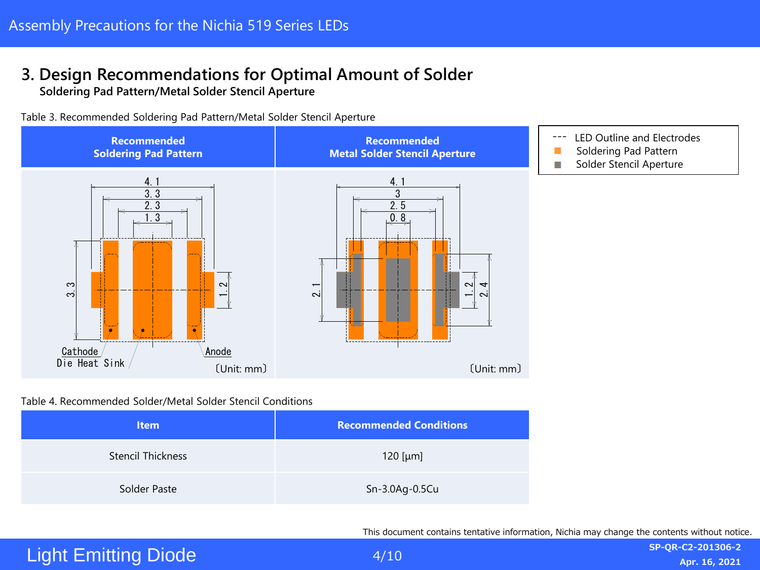## 3. Design Recommendations for Optimal Amount of Solder

**Soldering Pad Pattern/Metal Solder Stencil Aperture**

Table 3. Recommended Soldering Pad Pattern/Metal Solder Stencil Aperture

| Recommended Soldering Pad Pattern | Recommended Metal Solder Stencil Aperture |
|---|---|
| 4.1 / 3.3 / 2.3 / 1.3 / 3.3 / 1.2 — Cathode, Die Heat Sink, Anode (Unit: mm) | 4.1 / 3 / 2.5 / 0.8 / 2.1 / 1.2 / 2.4 (Unit: mm) |

- - - LED Outline and Electrodes
■ Soldering Pad Pattern
■ Solder Stencil Aperture

Table 4. Recommended Solder/Metal Solder Stencil Conditions

| Item | Recommended Conditions |
|---|---|
| Stencil Thickness | 120 [μm] |
| Solder Paste | Sn-3.0Ag-0.5Cu |

This document contains tentative information, Nichia may change the contents without notice.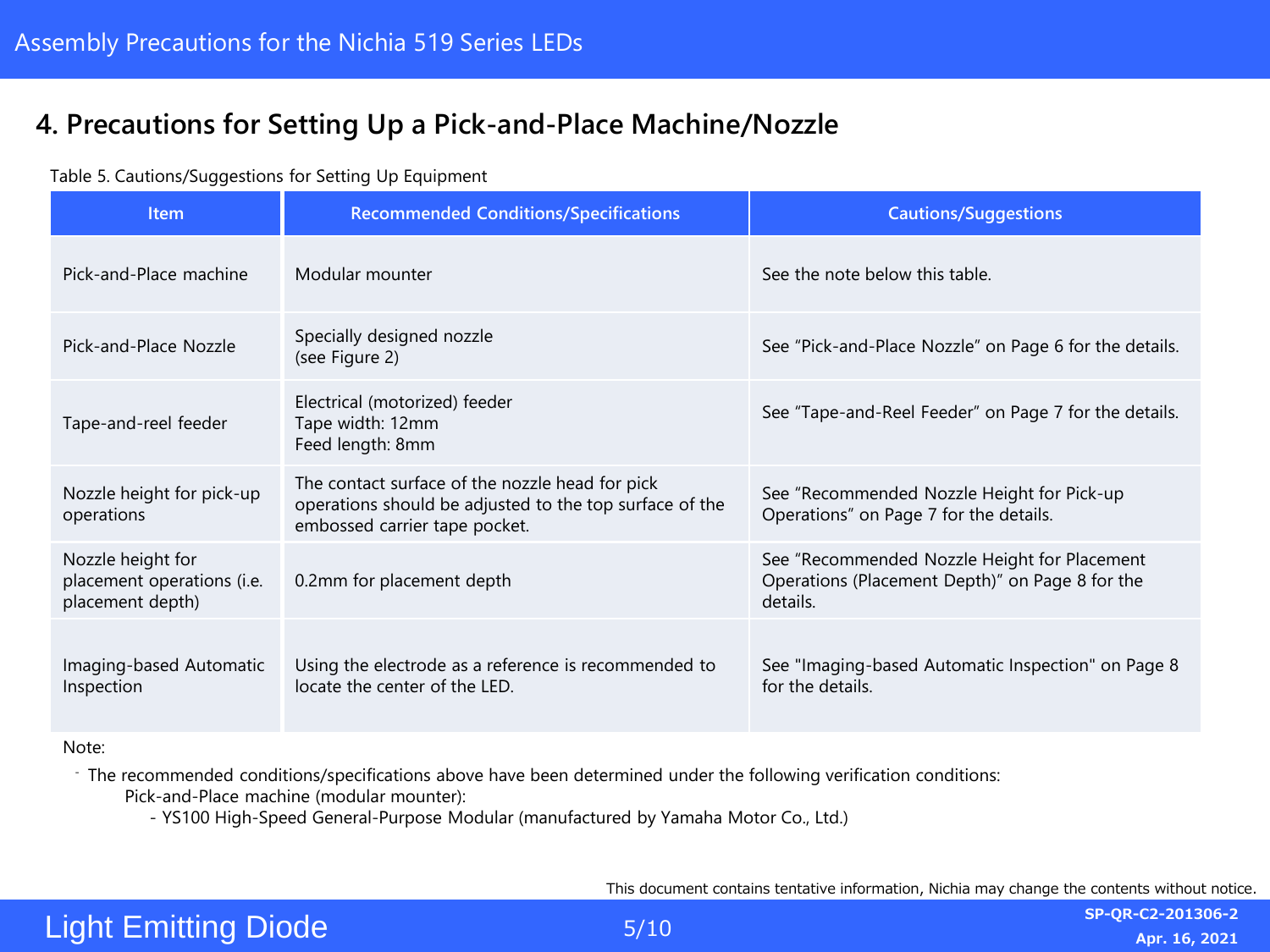## 4. Precautions for Setting Up a Pick-and-Place Machine/Nozzle

Table 5. Cautions/Suggestions for Setting Up Equipment

| Item | Recommended Conditions/Specifications | Cautions/Suggestions |
|---|---|---|
| Pick-and-Place machine | Modular mounter | See the note below this table. |
| Pick-and-Place Nozzle | Specially designed nozzle (see Figure 2) | See “Pick-and-Place Nozzle” on Page 6 for the details. |
| Tape-and-reel feeder | Electrical (motorized) feeder<br>Tape width: 12mm<br>Feed length: 8mm | See “Tape-and-Reel Feeder” on Page 7 for the details. |
| Nozzle height for pick-up operations | The contact surface of the nozzle head for pick operations should be adjusted to the top surface of the embossed carrier tape pocket. | See “Recommended Nozzle Height for Pick-up Operations” on Page 7 for the details. |
| Nozzle height for placement operations (i.e. placement depth) | 0.2mm for placement depth | See “Recommended Nozzle Height for Placement Operations (Placement Depth)” on Page 8 for the details. |
| Imaging-based Automatic Inspection | Using the electrode as a reference is recommended to locate the center of the LED. | See "Imaging-based Automatic Inspection" on Page 8 for the details. |

Note:

- The recommended conditions/specifications above have been determined under the following verification conditions:
  Pick-and-Place machine (modular mounter):
  - YS100 High-Speed General-Purpose Modular (manufactured by Yamaha Motor Co., Ltd.)

This document contains tentative information, Nichia may change the contents without notice.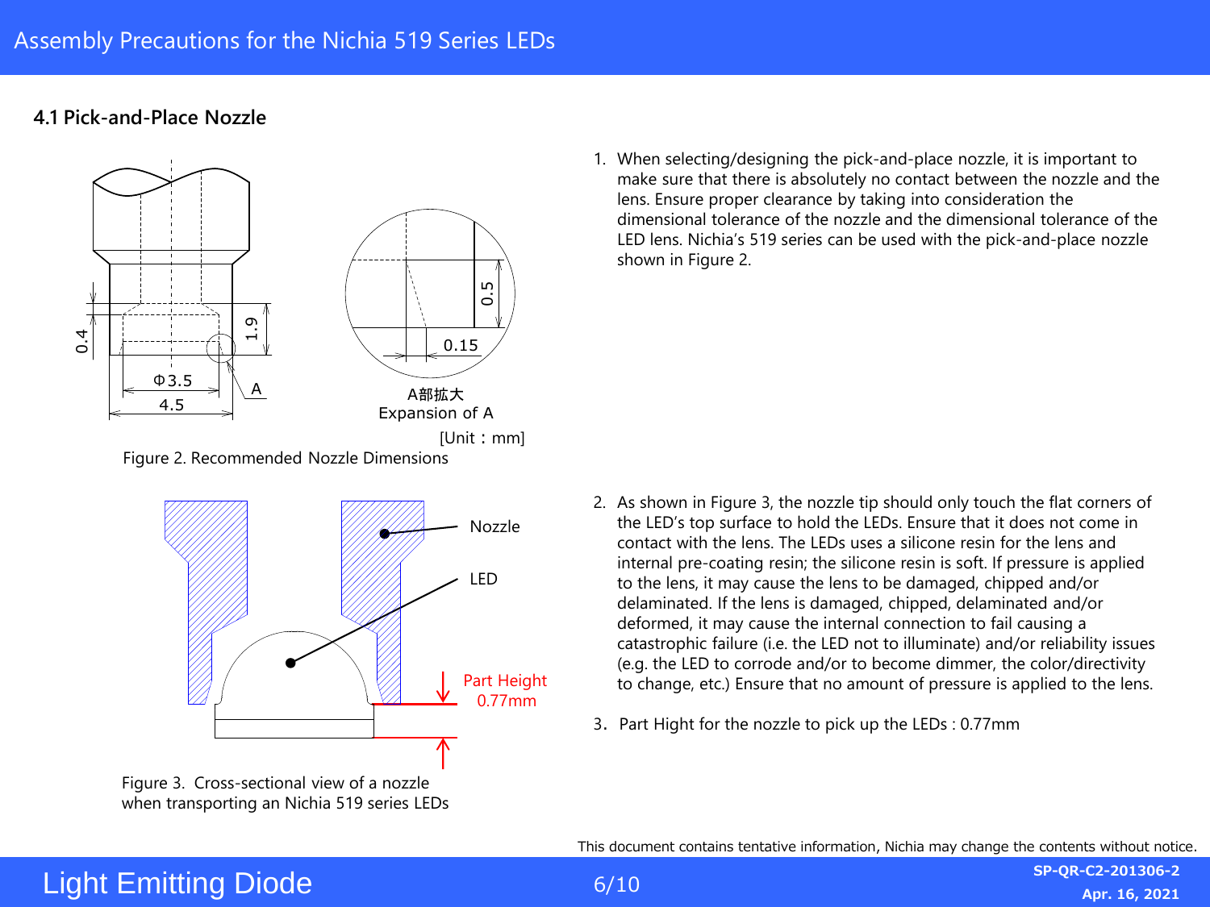## 4.1 Pick-and-Place Nozzle

Figure 2. Recommended Nozzle Dimensions

Figure 3. Cross-sectional view of a nozzle when transporting an Nichia 519 series LEDs

1. When selecting/designing the pick-and-place nozzle, it is important to make sure that there is absolutely no contact between the nozzle and the lens. Ensure proper clearance by taking into consideration the dimensional tolerance of the nozzle and the dimensional tolerance of the LED lens. Nichia's 519 series can be used with the pick-and-place nozzle shown in Figure 2.

2. As shown in Figure 3, the nozzle tip should only touch the flat corners of the LED's top surface to hold the LEDs. Ensure that it does not come in contact with the lens. The LEDs uses a silicone resin for the lens and internal pre-coating resin; the silicone resin is soft. If pressure is applied to the lens, it may cause the lens to be damaged, chipped and/or delaminated. If the lens is damaged, chipped, delaminated and/or deformed, it may cause the internal connection to fail causing a catastrophic failure (i.e. the LED not to illuminate) and/or reliability issues (e.g. the LED to corrode and/or to become dimmer, the color/directivity to change, etc.) Ensure that no amount of pressure is applied to the lens.

3. Part Hight for the nozzle to pick up the LEDs : 0.77mm

This document contains tentative information, Nichia may change the contents without notice.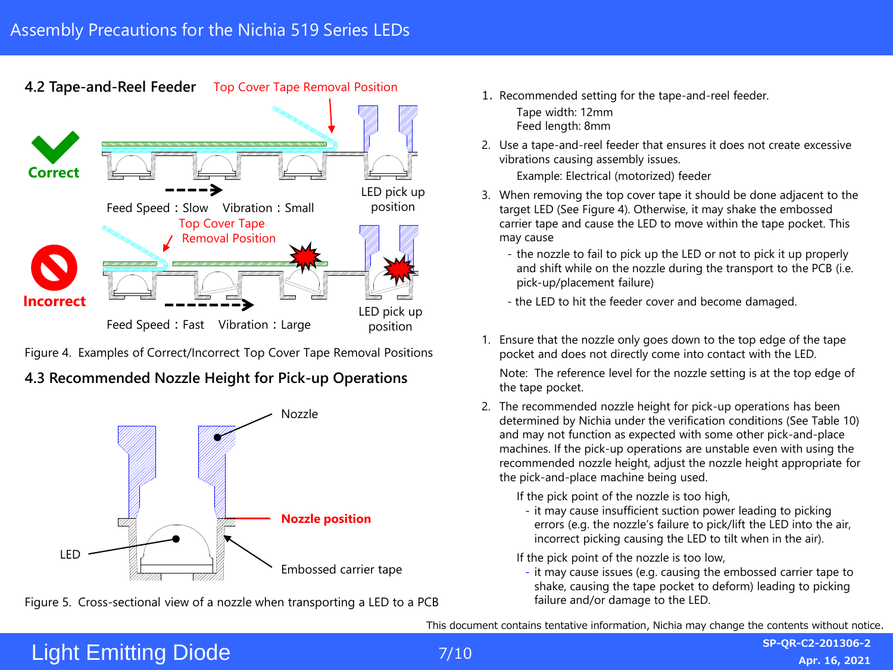## 4.2 Tape-and-Reel Feeder

Figure 4. Examples of Correct/Incorrect Top Cover Tape Removal Positions

1. Recommended setting for the tape-and-reel feeder.

   Tape width: 12mm
   Feed length: 8mm

2. Use a tape-and-reel feeder that ensures it does not create excessive vibrations causing assembly issues.

   Example: Electrical (motorized) feeder

3. When removing the top cover tape it should be done adjacent to the target LED (See Figure 4). Otherwise, it may shake the embossed carrier tape and cause the LED to move within the tape pocket. This may cause
   - the nozzle to fail to pick up the LED or not to pick it up properly and shift while on the nozzle during the transport to the PCB (i.e. pick-up/placement failure)
   - the LED to hit the feeder cover and become damaged.

## 4.3 Recommended Nozzle Height for Pick-up Operations

Figure 5. Cross-sectional view of a nozzle when transporting a LED to a PCB

1. Ensure that the nozzle only goes down to the top edge of the tape pocket and does not directly come into contact with the LED.

   Note: The reference level for the nozzle setting is at the top edge of the tape pocket.

2. The recommended nozzle height for pick-up operations has been determined by Nichia under the verification conditions (See Table 10) and may not function as expected with some other pick-and-place machines. If the pick-up operations are unstable even with using the recommended nozzle height, adjust the nozzle height appropriate for the pick-and-place machine being used.

   If the pick point of the nozzle is too high,
   - it may cause insufficient suction power leading to picking errors (e.g. the nozzle's failure to pick/lift the LED into the air, incorrect picking causing the LED to tilt when in the air).

   If the pick point of the nozzle is too low,
   - it may cause issues (e.g. causing the embossed carrier tape to shake, causing the tape pocket to deform) leading to picking failure and/or damage to the LED.

This document contains tentative information, Nichia may change the contents without notice.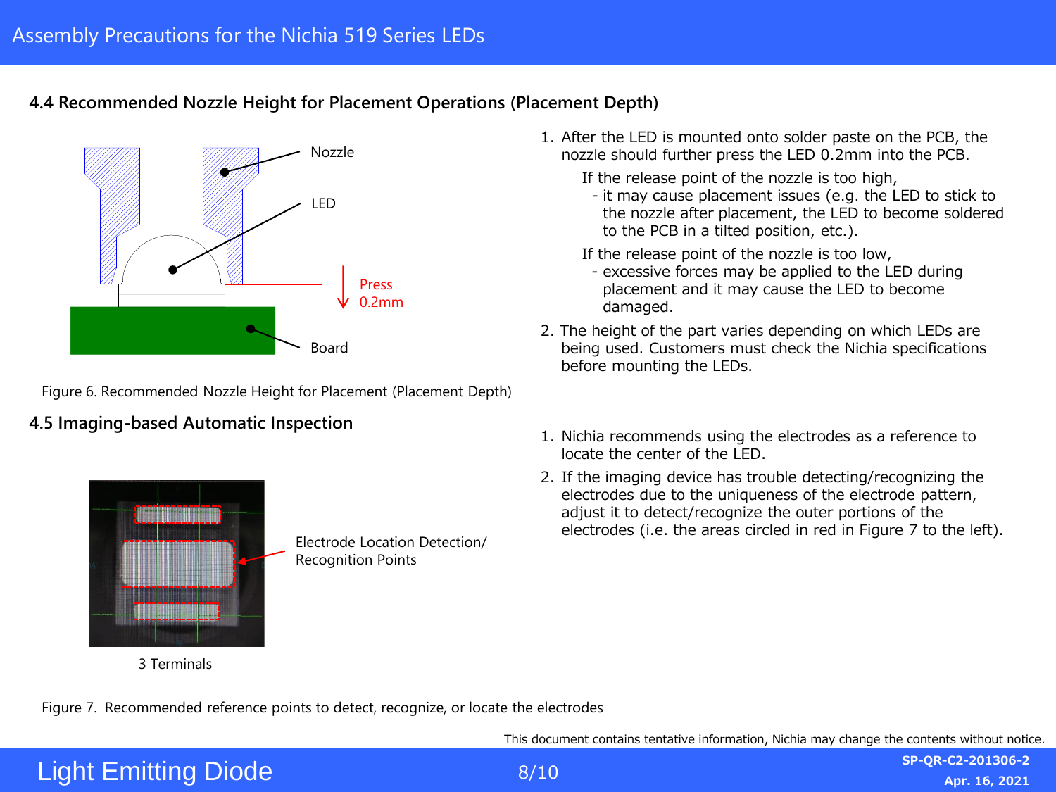### 4.4 Recommended Nozzle Height for Placement Operations (Placement Depth)

Nozzle

LED

Press 0.2mm

Board

Figure 6. Recommended Nozzle Height for Placement (Placement Depth)

1. After the LED is mounted onto solder paste on the PCB, the nozzle should further press the LED 0.2mm into the PCB.

   If the release point of the nozzle is too high,
   - it may cause placement issues (e.g. the LED to stick to the nozzle after placement, the LED to become soldered to the PCB in a tilted position, etc.).

   If the release point of the nozzle is too low,
   - excessive forces may be applied to the LED during placement and it may cause the LED to become damaged.

2. The height of the part varies depending on which LEDs are being used. Customers must check the Nichia specifications before mounting the LEDs.

### 4.5 Imaging-based Automatic Inspection

Electrode Location Detection/ Recognition Points

3 Terminals

Figure 7. Recommended reference points to detect, recognize, or locate the electrodes

1. Nichia recommends using the electrodes as a reference to locate the center of the LED.
2. If the imaging device has trouble detecting/recognizing the electrodes due to the uniqueness of the electrode pattern, adjust it to detect/recognize the outer portions of the electrodes (i.e. the areas circled in red in Figure 7 to the left).

This document contains tentative information, Nichia may change the contents without notice.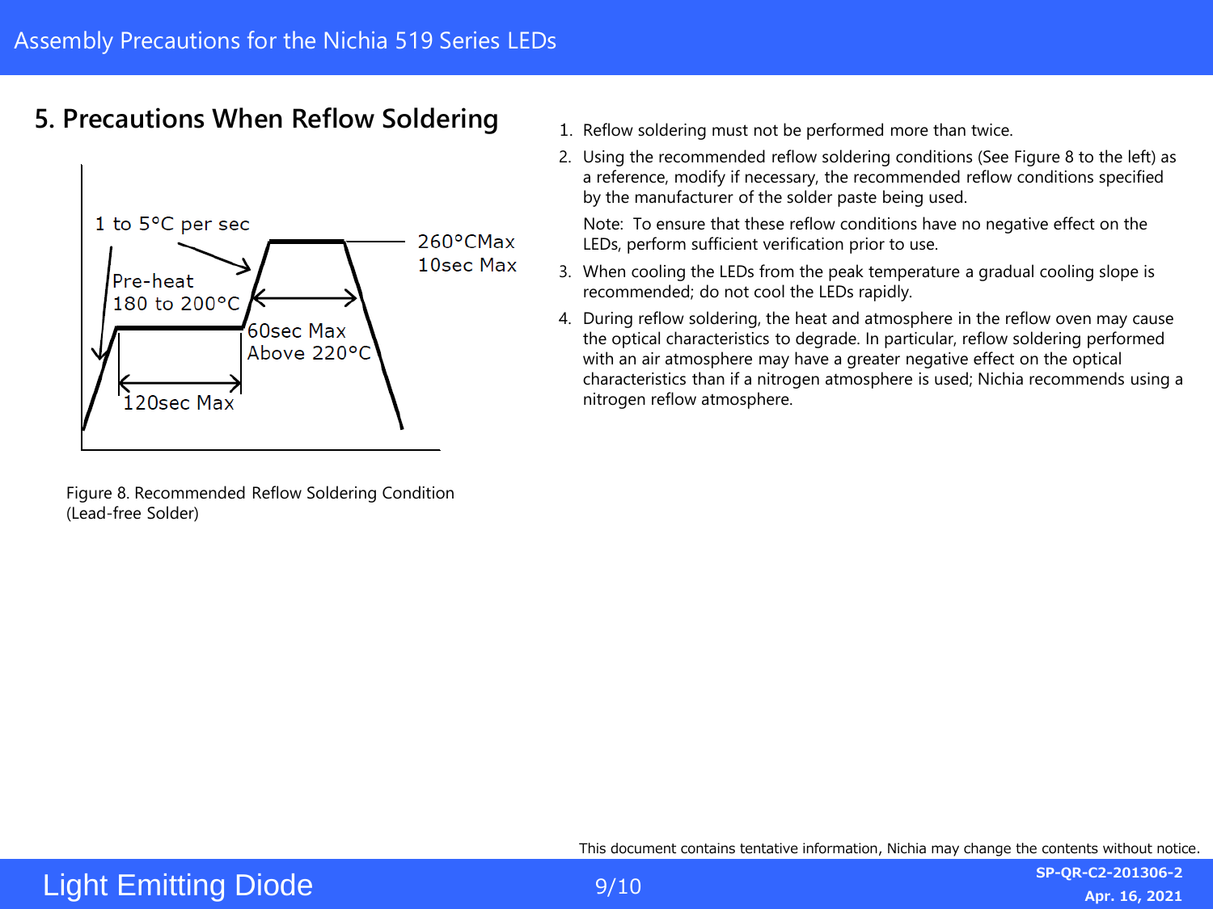## 5. Precautions When Reflow Soldering

1 to 5°C per sec

Pre-heat
180 to 200°C

120sec Max

60sec Max
Above 220°C

260°CMax
10sec Max

Figure 8. Recommended Reflow Soldering Condition (Lead-free Solder)

1. Reflow soldering must not be performed more than twice.
2. Using the recommended reflow soldering conditions (See Figure 8 to the left) as a reference, modify if necessary, the recommended reflow conditions specified by the manufacturer of the solder paste being used.

   Note: To ensure that these reflow conditions have no negative effect on the LEDs, perform sufficient verification prior to use.
3. When cooling the LEDs from the peak temperature a gradual cooling slope is recommended; do not cool the LEDs rapidly.
4. During reflow soldering, the heat and atmosphere in the reflow oven may cause the optical characteristics to degrade. In particular, reflow soldering performed with an air atmosphere may have a greater negative effect on the optical characteristics than if a nitrogen atmosphere is used; Nichia recommends using a nitrogen reflow atmosphere.

This document contains tentative information, Nichia may change the contents without notice.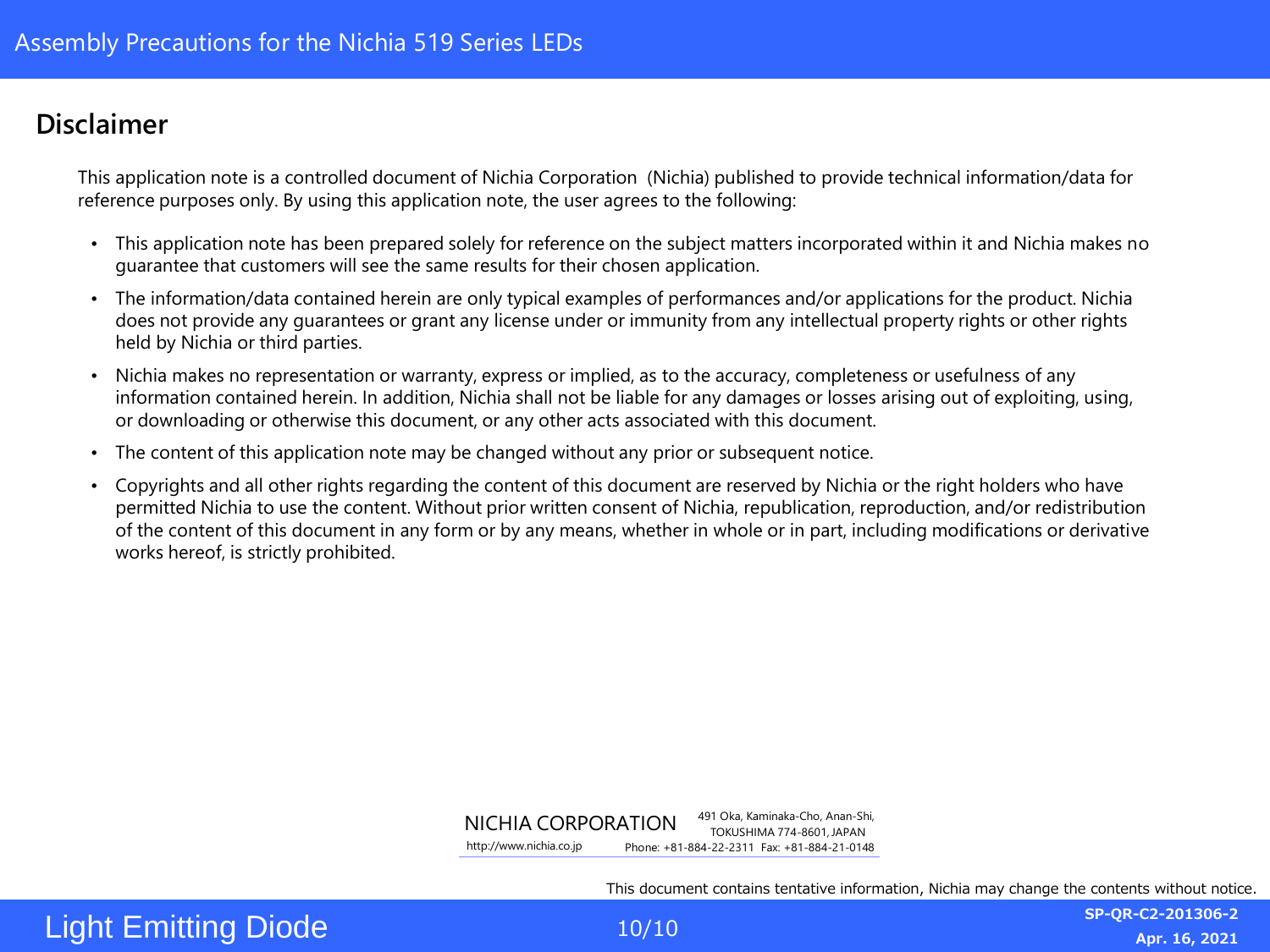## Disclaimer

This application note is a controlled document of Nichia Corporation (Nichia) published to provide technical information/data for reference purposes only. By using this application note, the user agrees to the following:

- This application note has been prepared solely for reference on the subject matters incorporated within it and Nichia makes no guarantee that customers will see the same results for their chosen application.
- The information/data contained herein are only typical examples of performances and/or applications for the product. Nichia does not provide any guarantees or grant any license under or immunity from any intellectual property rights or other rights held by Nichia or third parties.
- Nichia makes no representation or warranty, express or implied, as to the accuracy, completeness or usefulness of any information contained herein. In addition, Nichia shall not be liable for any damages or losses arising out of exploiting, using, or downloading or otherwise this document, or any other acts associated with this document.
- The content of this application note may be changed without any prior or subsequent notice.
- Copyrights and all other rights regarding the content of this document are reserved by Nichia or the right holders who have permitted Nichia to use the content. Without prior written consent of Nichia, republication, reproduction, and/or redistribution of the content of this document in any form or by any means, whether in whole or in part, including modifications or derivative works hereof, is strictly prohibited.

NICHIA CORPORATION
491 Oka, Kaminaka-Cho, Anan-Shi, TOKUSHIMA 774-8601, JAPAN
http://www.nichia.co.jp
Phone: +81-884-22-2311 Fax: +81-884-21-0148

This document contains tentative information, Nichia may change the contents without notice.